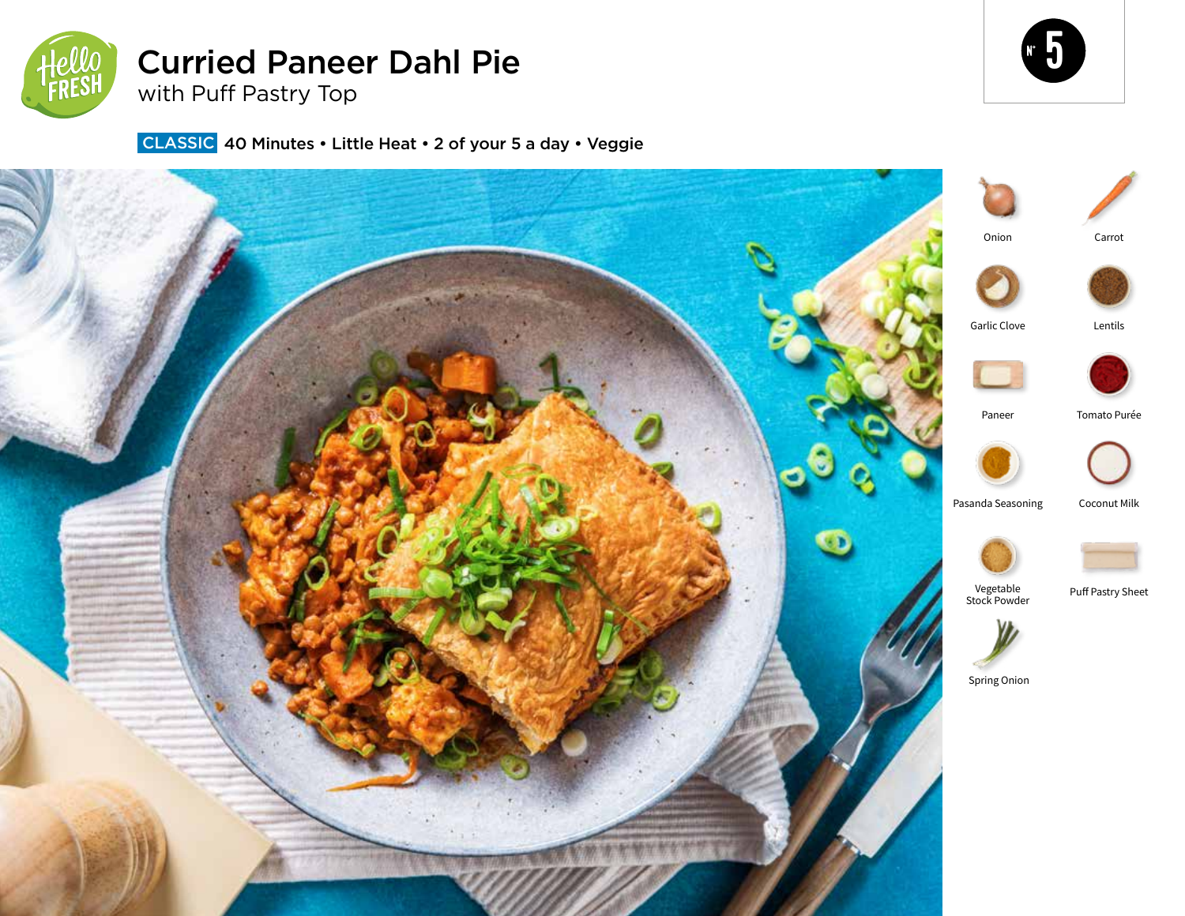# Curried Paneer Dahl Pie

## with Puff Pastry Top

**CLASSIC** 40 Minutes • Little Heat • 2 of your 5 a day • Veggie

No 5

- Onion
- Carrot
- Garlic Clove
- Lentils
- Paneer
- Tomato Purée
- Pasanda Seasoning
- Coconut Milk
- Vegetable Stock Powder
- Puff Pastry Sheet
- Spring Onion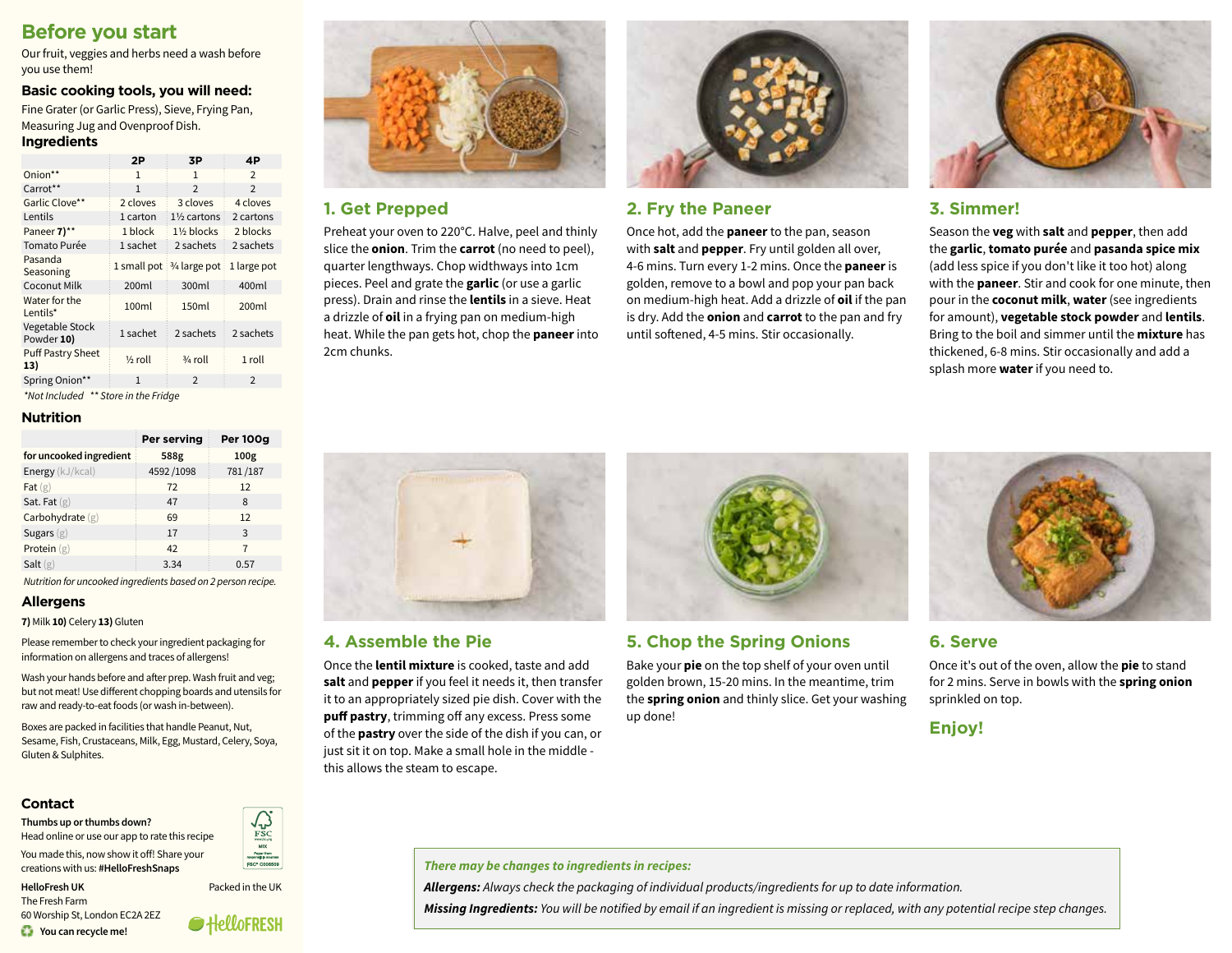## Before you start

Our fruit, veggies and herbs need a wash before you use them!

### Basic cooking tools, you will need:

Fine Grater (or Garlic Press), Sieve, Frying Pan, Measuring Jug and Ovenproof Dish.

### Ingredients

| | 2P | 3P | 4P |
|---|---|---|---|
| Onion** | 1 | 1 | 2 |
| Carrot** | 1 | 2 | 2 |
| Garlic Clove** | 2 cloves | 3 cloves | 4 cloves |
| Lentils | 1 carton | 1½ cartons | 2 cartons |
| Paneer **7)**** | 1 block | 1½ blocks | 2 blocks |
| Tomato Purée | 1 sachet | 2 sachets | 2 sachets |
| Pasanda Seasoning | 1 small pot | ¾ large pot | 1 large pot |
| Coconut Milk | 200ml | 300ml | 400ml |
| Water for the Lentils* | 100ml | 150ml | 200ml |
| Vegetable Stock Powder **10)** | 1 sachet | 2 sachets | 2 sachets |
| Puff Pastry Sheet **13)** | ½ roll | ¾ roll | 1 roll |
| Spring Onion** | 1 | 2 | 2 |

*Not Included ** Store in the Fridge*

### Nutrition

| | Per serving | Per 100g |
|---|---|---|
| **for uncooked ingredient** | **588g** | **100g** |
| Energy (kJ/kcal) | 4592 /1098 | 781 /187 |
| Fat (g) | 72 | 12 |
| Sat. Fat (g) | 47 | 8 |
| Carbohydrate (g) | 69 | 12 |
| Sugars (g) | 17 | 3 |
| Protein (g) | 42 | 7 |
| Salt (g) | 3.34 | 0.57 |

*Nutrition for uncooked ingredients based on 2 person recipe.*

### Allergens

**7)** Milk **10)** Celery **13)** Gluten

Please remember to check your ingredient packaging for information on allergens and traces of allergens!

Wash your hands before and after prep. Wash fruit and veg; but not meat! Use different chopping boards and utensils for raw and ready-to-eat foods (or wash in-between).

Boxes are packed in facilities that handle Peanut, Nut, Sesame, Fish, Crustaceans, Milk, Egg, Mustard, Celery, Soya, Gluten & Sulphites.

### Contact

**Thumbs up or thumbs down?**
Head online or use our app to rate this recipe

You made this, now show it off! Share your creations with us: **#HelloFreshSnaps**

**HelloFresh UK**
The Fresh Farm
60 Worship St, London EC2A 2EZ

Packed in the UK

**You can recycle me!**

## 1. Get Prepped

Preheat your oven to 220°C. Halve, peel and thinly slice the **onion**. Trim the **carrot** (no need to peel), quarter lengthways. Chop widthways into 1cm pieces. Peel and grate the **garlic** (or use a garlic press). Drain and rinse the **lentils** in a sieve. Heat a drizzle of **oil** in a frying pan on medium-high heat. While the pan gets hot, chop the **paneer** into 2cm chunks.

## 2. Fry the Paneer

Once hot, add the **paneer** to the pan, season with **salt** and **pepper**. Fry until golden all over, 4-6 mins. Turn every 1-2 mins. Once the **paneer** is golden, remove to a bowl and pop your pan back on medium-high heat. Add a drizzle of **oil** if the pan is dry. Add the **onion** and **carrot** to the pan and fry until softened, 4-5 mins. Stir occasionally.

## 3. Simmer!

Season the **veg** with **salt** and **pepper**, then add the **garlic**, **tomato purée** and **pasanda spice mix** (add less spice if you don't like it too hot) along with the **paneer**. Stir and cook for one minute, then pour in the **coconut milk**, **water** (see ingredients for amount), **vegetable stock powder** and **lentils**. Bring to the boil and simmer until the **mixture** has thickened, 6-8 mins. Stir occasionally and add a splash more **water** if you need to.

## 4. Assemble the Pie

Once the **lentil mixture** is cooked, taste and add **salt** and **pepper** if you feel it needs it, then transfer it to an appropriately sized pie dish. Cover with the **puff pastry**, trimming off any excess. Press some of the **pastry** over the side of the dish if you can, or just sit it on top. Make a small hole in the middle - this allows the steam to escape.

## 5. Chop the Spring Onions

Bake your **pie** on the top shelf of your oven until golden brown, 15-20 mins. In the meantime, trim the **spring onion** and thinly slice. Get your washing up done!

## 6. Serve

Once it's out of the oven, allow the **pie** to stand for 2 mins. Serve in bowls with the **spring onion** sprinkled on top.

**Enjoy!**

***There may be changes to ingredients in recipes:***

***Allergens:*** *Always check the packaging of individual products/ingredients for up to date information.*

***Missing Ingredients:*** *You will be notified by email if an ingredient is missing or replaced, with any potential recipe step changes.*